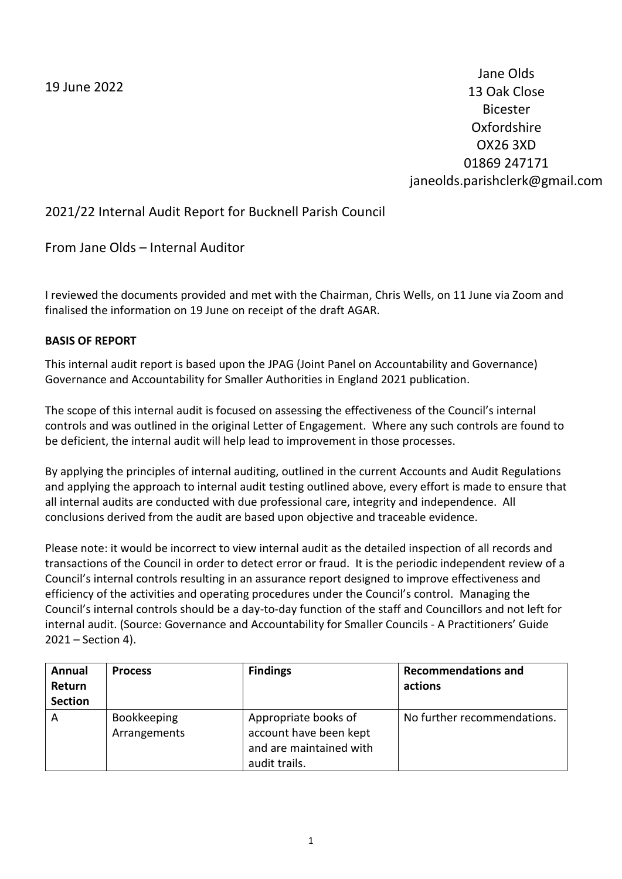19 June 2022

Jane Olds
13 Oak Close
Bicester
Oxfordshire
OX26 3XD
01869 247171
janeolds.parishclerk@gmail.com

2021/22 Internal Audit Report for Bucknell Parish Council

From Jane Olds – Internal Auditor

I reviewed the documents provided and met with the Chairman, Chris Wells, on 11 June via Zoom and finalised the information on 19 June on receipt of the draft AGAR.

**BASIS OF REPORT**

This internal audit report is based upon the JPAG (Joint Panel on Accountability and Governance) Governance and Accountability for Smaller Authorities in England 2021 publication.

The scope of this internal audit is focused on assessing the effectiveness of the Council's internal controls and was outlined in the original Letter of Engagement. Where any such controls are found to be deficient, the internal audit will help lead to improvement in those processes.

By applying the principles of internal auditing, outlined in the current Accounts and Audit Regulations and applying the approach to internal audit testing outlined above, every effort is made to ensure that all internal audits are conducted with due professional care, integrity and independence. All conclusions derived from the audit are based upon objective and traceable evidence.

Please note: it would be incorrect to view internal audit as the detailed inspection of all records and transactions of the Council in order to detect error or fraud. It is the periodic independent review of a Council's internal controls resulting in an assurance report designed to improve effectiveness and efficiency of the activities and operating procedures under the Council's control. Managing the Council's internal controls should be a day-to-day function of the staff and Councillors and not left for internal audit. (Source: Governance and Accountability for Smaller Councils - A Practitioners' Guide 2021 – Section 4).

| Annual Return Section | Process | Findings | Recommendations and actions |
|---|---|---|---|
| A | Bookkeeping Arrangements | Appropriate books of account have been kept and are maintained with audit trails. | No further recommendations. |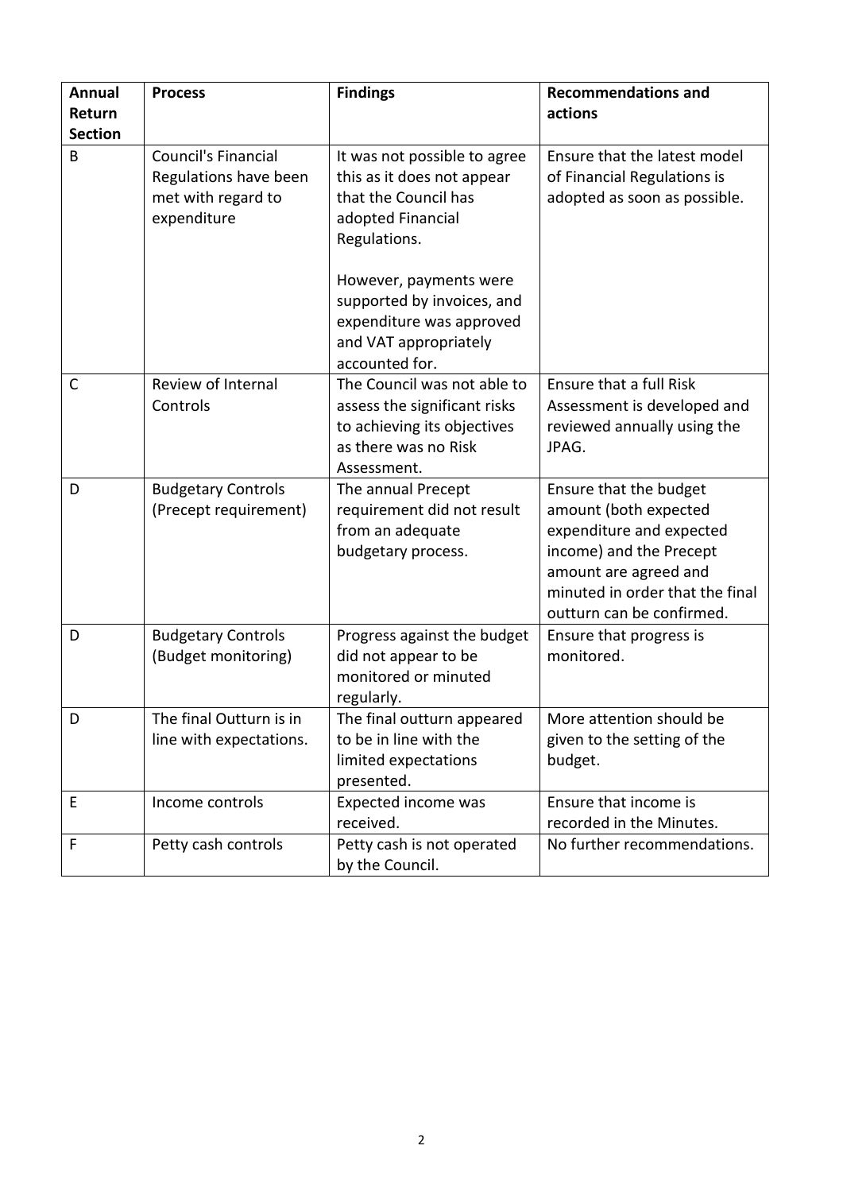| Annual Return Section | Process | Findings | Recommendations and actions |
|---|---|---|---|
| B | Council's Financial Regulations have been met with regard to expenditure | It was not possible to agree this as it does not appear that the Council has adopted Financial Regulations.<br><br>However, payments were supported by invoices, and expenditure was approved and VAT appropriately accounted for. | Ensure that the latest model of Financial Regulations is adopted as soon as possible. |
| C | Review of Internal Controls | The Council was not able to assess the significant risks to achieving its objectives as there was no Risk Assessment. | Ensure that a full Risk Assessment is developed and reviewed annually using the JPAG. |
| D | Budgetary Controls (Precept requirement) | The annual Precept requirement did not result from an adequate budgetary process. | Ensure that the budget amount (both expected expenditure and expected income) and the Precept amount are agreed and minuted in order that the final outturn can be confirmed. |
| D | Budgetary Controls (Budget monitoring) | Progress against the budget did not appear to be monitored or minuted regularly. | Ensure that progress is monitored. |
| D | The final Outturn is in line with expectations. | The final outturn appeared to be in line with the limited expectations presented. | More attention should be given to the setting of the budget. |
| E | Income controls | Expected income was received. | Ensure that income is recorded in the Minutes. |
| F | Petty cash controls | Petty cash is not operated by the Council. | No further recommendations. |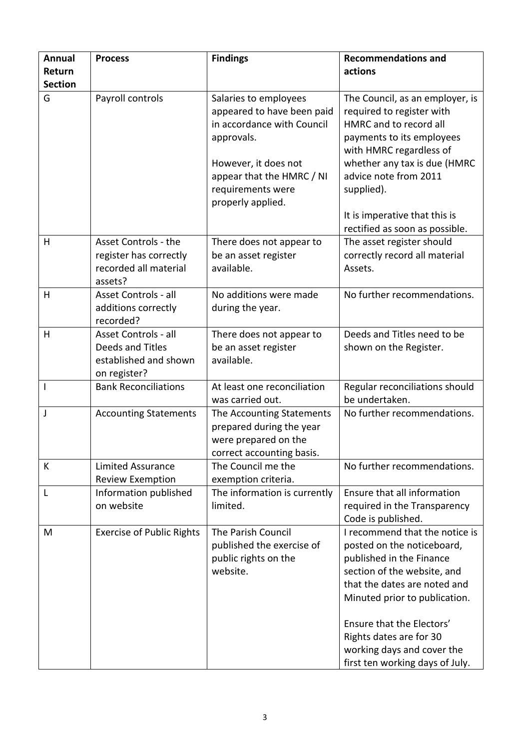| Annual Return Section | Process | Findings | Recommendations and actions |
| --- | --- | --- | --- |
| G | Payroll controls | Salaries to employees appeared to have been paid in accordance with Council approvals.<br><br>However, it does not appear that the HMRC / NI requirements were properly applied. | The Council, as an employer, is required to register with HMRC and to record all payments to its employees with HMRC regardless of whether any tax is due (HMRC advice note from 2011 supplied).<br><br>It is imperative that this is rectified as soon as possible. |
| H | Asset Controls - the register has correctly recorded all material assets? | There does not appear to be an asset register available. | The asset register should correctly record all material Assets. |
| H | Asset Controls - all additions correctly recorded? | No additions were made during the year. | No further recommendations. |
| H | Asset Controls - all Deeds and Titles established and shown on register? | There does not appear to be an asset register available. | Deeds and Titles need to be shown on the Register. |
| I | Bank Reconciliations | At least one reconciliation was carried out. | Regular reconciliations should be undertaken. |
| J | Accounting Statements | The Accounting Statements prepared during the year were prepared on the correct accounting basis. | No further recommendations. |
| K | Limited Assurance Review Exemption | The Council me the exemption criteria. | No further recommendations. |
| L | Information published on website | The information is currently limited. | Ensure that all information required in the Transparency Code is published. |
| M | Exercise of Public Rights | The Parish Council published the exercise of public rights on the website. | I recommend that the notice is posted on the noticeboard, published in the Finance section of the website, and that the dates are noted and Minuted prior to publication.<br><br>Ensure that the Electors' Rights dates are for 30 working days and cover the first ten working days of July. |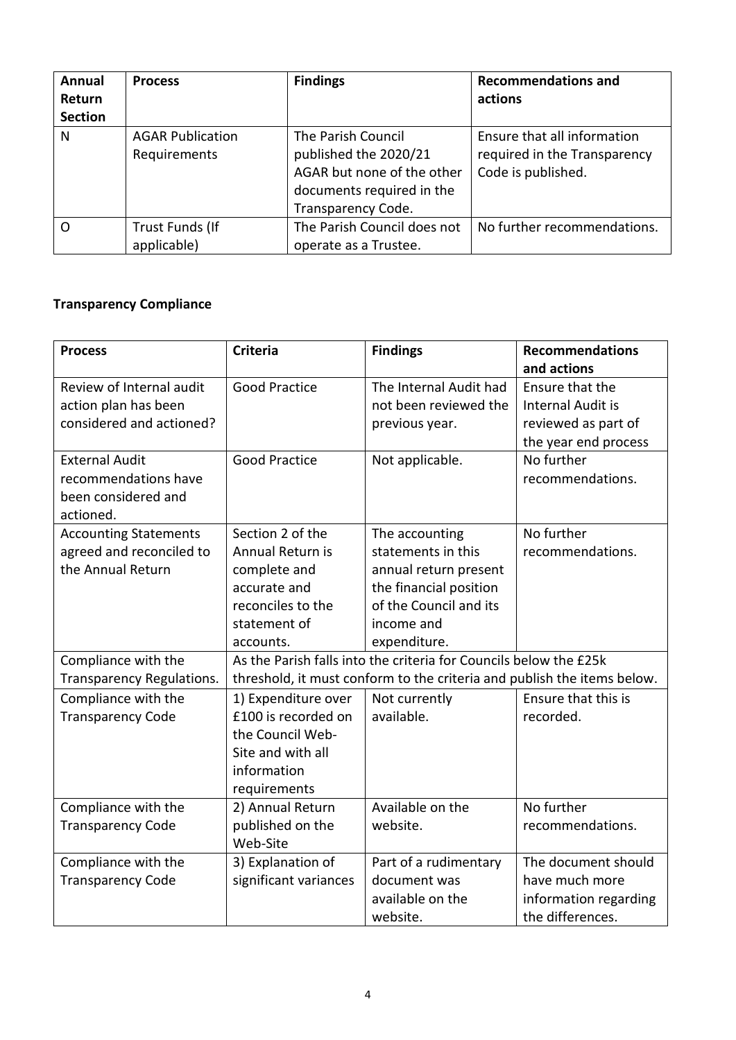| Annual Return Section | Process | Findings | Recommendations and actions |
| --- | --- | --- | --- |
| N | AGAR Publication Requirements | The Parish Council published the 2020/21 AGAR but none of the other documents required in the Transparency Code. | Ensure that all information required in the Transparency Code is published. |
| O | Trust Funds (If applicable) | The Parish Council does not operate as a Trustee. | No further recommendations. |

**Transparency Compliance**

| Process | Criteria | Findings | Recommendations and actions |
| --- | --- | --- | --- |
| Review of Internal audit action plan has been considered and actioned? | Good Practice | The Internal Audit had not been reviewed the previous year. | Ensure that the Internal Audit is reviewed as part of the year end process |
| External Audit recommendations have been considered and actioned. | Good Practice | Not applicable. | No further recommendations. |
| Accounting Statements agreed and reconciled to the Annual Return | Section 2 of the Annual Return is complete and accurate and reconciles to the statement of accounts. | The accounting statements in this annual return present the financial position of the Council and its income and expenditure. | No further recommendations. |
| Compliance with the Transparency Regulations. | As the Parish falls into the criteria for Councils below the £25k threshold, it must conform to the criteria and publish the items below. | | |
| Compliance with the Transparency Code | 1) Expenditure over £100 is recorded on the Council Web-Site and with all information requirements | Not currently available. | Ensure that this is recorded. |
| Compliance with the Transparency Code | 2) Annual Return published on the Web-Site | Available on the website. | No further recommendations. |
| Compliance with the Transparency Code | 3) Explanation of significant variances | Part of a rudimentary document was available on the website. | The document should have much more information regarding the differences. |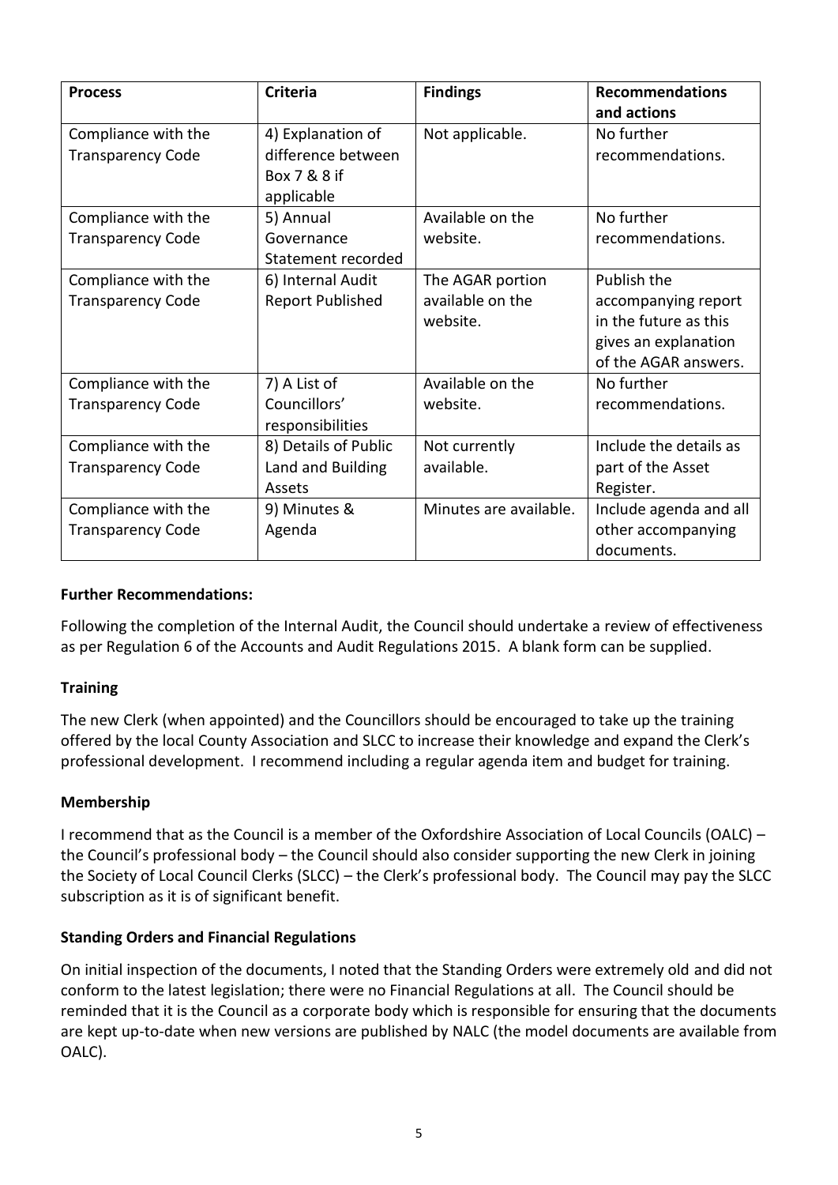| Process | Criteria | Findings | Recommendations and actions |
|---|---|---|---|
| Compliance with the Transparency Code | 4) Explanation of difference between Box 7 & 8 if applicable | Not applicable. | No further recommendations. |
| Compliance with the Transparency Code | 5) Annual Governance Statement recorded | Available on the website. | No further recommendations. |
| Compliance with the Transparency Code | 6) Internal Audit Report Published | The AGAR portion available on the website. | Publish the accompanying report in the future as this gives an explanation of the AGAR answers. |
| Compliance with the Transparency Code | 7) A List of Councillors' responsibilities | Available on the website. | No further recommendations. |
| Compliance with the Transparency Code | 8) Details of Public Land and Building Assets | Not currently available. | Include the details as part of the Asset Register. |
| Compliance with the Transparency Code | 9) Minutes & Agenda | Minutes are available. | Include agenda and all other accompanying documents. |

**Further Recommendations:**

Following the completion of the Internal Audit, the Council should undertake a review of effectiveness as per Regulation 6 of the Accounts and Audit Regulations 2015. A blank form can be supplied.

**Training**

The new Clerk (when appointed) and the Councillors should be encouraged to take up the training offered by the local County Association and SLCC to increase their knowledge and expand the Clerk's professional development. I recommend including a regular agenda item and budget for training.

**Membership**

I recommend that as the Council is a member of the Oxfordshire Association of Local Councils (OALC) – the Council's professional body – the Council should also consider supporting the new Clerk in joining the Society of Local Council Clerks (SLCC) – the Clerk's professional body. The Council may pay the SLCC subscription as it is of significant benefit.

**Standing Orders and Financial Regulations**

On initial inspection of the documents, I noted that the Standing Orders were extremely old and did not conform to the latest legislation; there were no Financial Regulations at all. The Council should be reminded that it is the Council as a corporate body which is responsible for ensuring that the documents are kept up-to-date when new versions are published by NALC (the model documents are available from OALC).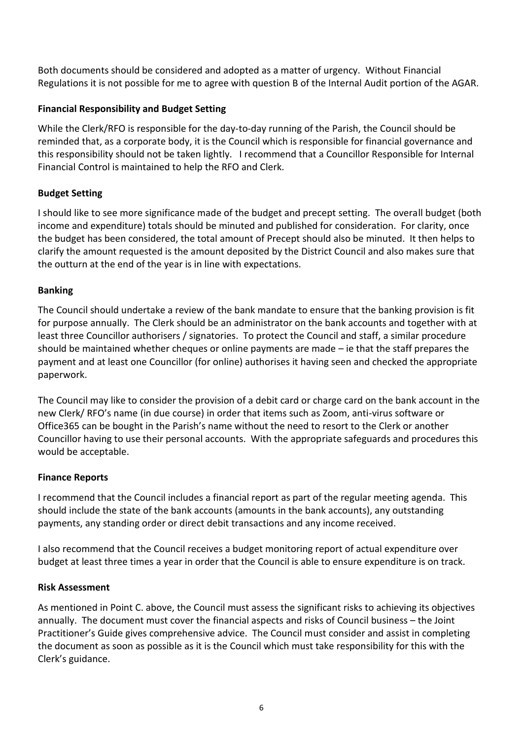Both documents should be considered and adopted as a matter of urgency. Without Financial Regulations it is not possible for me to agree with question B of the Internal Audit portion of the AGAR.

**Financial Responsibility and Budget Setting**

While the Clerk/RFO is responsible for the day-to-day running of the Parish, the Council should be reminded that, as a corporate body, it is the Council which is responsible for financial governance and this responsibility should not be taken lightly. I recommend that a Councillor Responsible for Internal Financial Control is maintained to help the RFO and Clerk.

**Budget Setting**

I should like to see more significance made of the budget and precept setting. The overall budget (both income and expenditure) totals should be minuted and published for consideration. For clarity, once the budget has been considered, the total amount of Precept should also be minuted. It then helps to clarify the amount requested is the amount deposited by the District Council and also makes sure that the outturn at the end of the year is in line with expectations.

**Banking**

The Council should undertake a review of the bank mandate to ensure that the banking provision is fit for purpose annually. The Clerk should be an administrator on the bank accounts and together with at least three Councillor authorisers / signatories. To protect the Council and staff, a similar procedure should be maintained whether cheques or online payments are made – ie that the staff prepares the payment and at least one Councillor (for online) authorises it having seen and checked the appropriate paperwork.

The Council may like to consider the provision of a debit card or charge card on the bank account in the new Clerk/ RFO's name (in due course) in order that items such as Zoom, anti-virus software or Office365 can be bought in the Parish's name without the need to resort to the Clerk or another Councillor having to use their personal accounts. With the appropriate safeguards and procedures this would be acceptable.

**Finance Reports**

I recommend that the Council includes a financial report as part of the regular meeting agenda. This should include the state of the bank accounts (amounts in the bank accounts), any outstanding payments, any standing order or direct debit transactions and any income received.

I also recommend that the Council receives a budget monitoring report of actual expenditure over budget at least three times a year in order that the Council is able to ensure expenditure is on track.

**Risk Assessment**

As mentioned in Point C. above, the Council must assess the significant risks to achieving its objectives annually. The document must cover the financial aspects and risks of Council business – the Joint Practitioner's Guide gives comprehensive advice. The Council must consider and assist in completing the document as soon as possible as it is the Council which must take responsibility for this with the Clerk's guidance.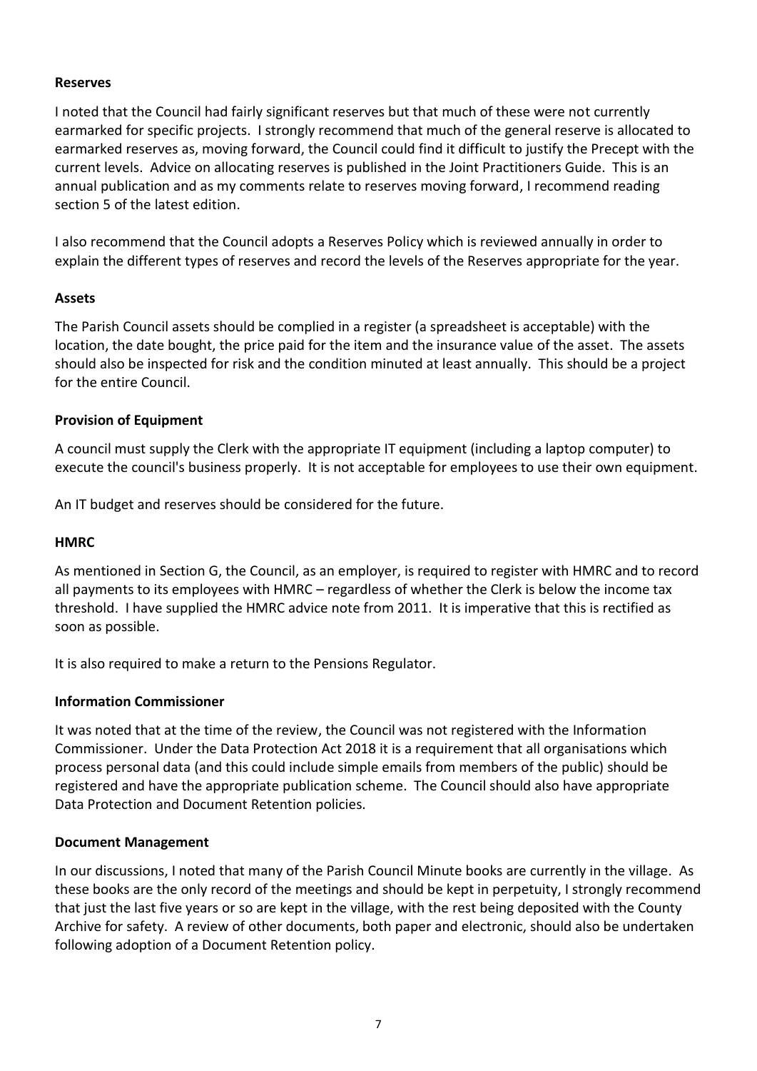**Reserves**

I noted that the Council had fairly significant reserves but that much of these were not currently earmarked for specific projects. I strongly recommend that much of the general reserve is allocated to earmarked reserves as, moving forward, the Council could find it difficult to justify the Precept with the current levels. Advice on allocating reserves is published in the Joint Practitioners Guide. This is an annual publication and as my comments relate to reserves moving forward, I recommend reading section 5 of the latest edition.

I also recommend that the Council adopts a Reserves Policy which is reviewed annually in order to explain the different types of reserves and record the levels of the Reserves appropriate for the year.

**Assets**

The Parish Council assets should be complied in a register (a spreadsheet is acceptable) with the location, the date bought, the price paid for the item and the insurance value of the asset. The assets should also be inspected for risk and the condition minuted at least annually. This should be a project for the entire Council.

**Provision of Equipment**

A council must supply the Clerk with the appropriate IT equipment (including a laptop computer) to execute the council's business properly. It is not acceptable for employees to use their own equipment.

An IT budget and reserves should be considered for the future.

**HMRC**

As mentioned in Section G, the Council, as an employer, is required to register with HMRC and to record all payments to its employees with HMRC – regardless of whether the Clerk is below the income tax threshold. I have supplied the HMRC advice note from 2011. It is imperative that this is rectified as soon as possible.

It is also required to make a return to the Pensions Regulator.

**Information Commissioner**

It was noted that at the time of the review, the Council was not registered with the Information Commissioner. Under the Data Protection Act 2018 it is a requirement that all organisations which process personal data (and this could include simple emails from members of the public) should be registered and have the appropriate publication scheme. The Council should also have appropriate Data Protection and Document Retention policies.

**Document Management**

In our discussions, I noted that many of the Parish Council Minute books are currently in the village. As these books are the only record of the meetings and should be kept in perpetuity, I strongly recommend that just the last five years or so are kept in the village, with the rest being deposited with the County Archive for safety. A review of other documents, both paper and electronic, should also be undertaken following adoption of a Document Retention policy.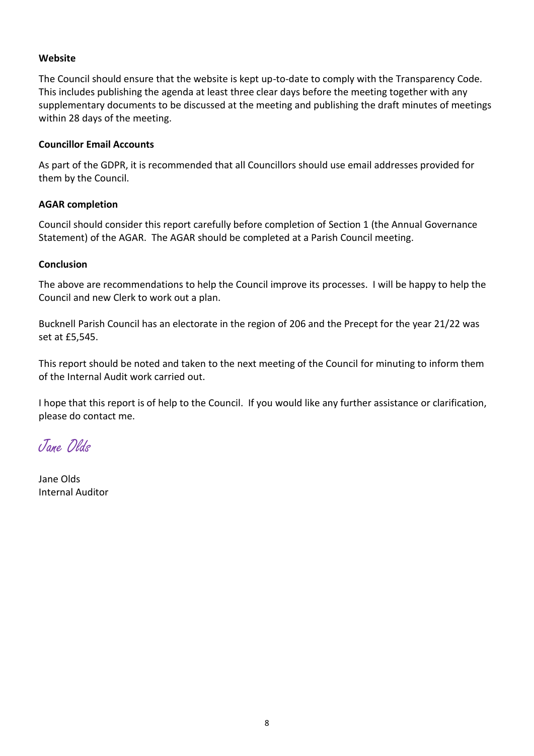**Website**

The Council should ensure that the website is kept up-to-date to comply with the Transparency Code. This includes publishing the agenda at least three clear days before the meeting together with any supplementary documents to be discussed at the meeting and publishing the draft minutes of meetings within 28 days of the meeting.

**Councillor Email Accounts**

As part of the GDPR, it is recommended that all Councillors should use email addresses provided for them by the Council.

**AGAR completion**

Council should consider this report carefully before completion of Section 1 (the Annual Governance Statement) of the AGAR. The AGAR should be completed at a Parish Council meeting.

**Conclusion**

The above are recommendations to help the Council improve its processes. I will be happy to help the Council and new Clerk to work out a plan.

Bucknell Parish Council has an electorate in the region of 206 and the Precept for the year 21/22 was set at £5,545.

This report should be noted and taken to the next meeting of the Council for minuting to inform them of the Internal Audit work carried out.

I hope that this report is of help to the Council. If you would like any further assistance or clarification, please do contact me.

*Jane Olds*

Jane Olds
Internal Auditor